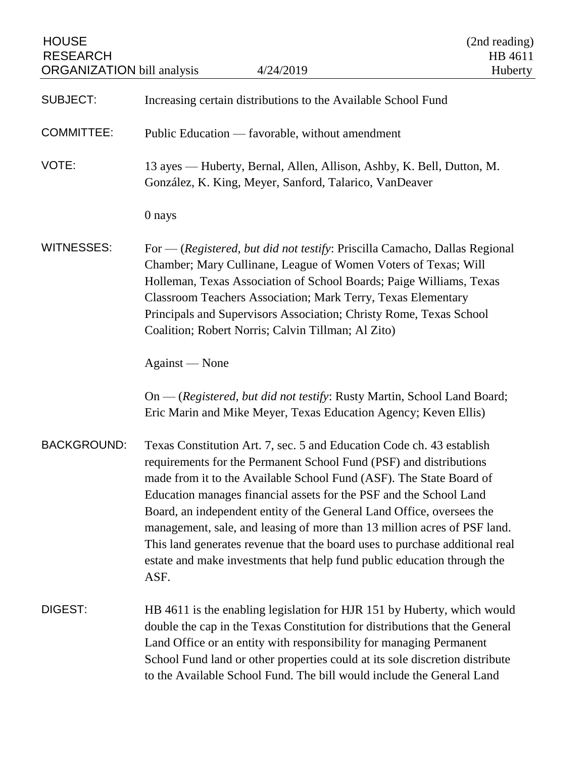HOUSE RESEARCH ORGANIZATION bill analysis — 4/24/2019 — (2nd reading) HB 4611 Huberty

**SUBJECT:** Increasing certain distributions to the Available School Fund

**COMMITTEE:** Public Education — favorable, without amendment

**VOTE:** 13 ayes — Huberty, Bernal, Allen, Allison, Ashby, K. Bell, Dutton, M. González, K. King, Meyer, Sanford, Talarico, VanDeaver

0 nays

**WITNESSES:** For — (*Registered, but did not testify*: Priscilla Camacho, Dallas Regional Chamber; Mary Cullinane, League of Women Voters of Texas; Will Holleman, Texas Association of School Boards; Paige Williams, Texas Classroom Teachers Association; Mark Terry, Texas Elementary Principals and Supervisors Association; Christy Rome, Texas School Coalition; Robert Norris; Calvin Tillman; Al Zito)

Against — None

On — (*Registered, but did not testify*: Rusty Martin, School Land Board; Eric Marin and Mike Meyer, Texas Education Agency; Keven Ellis)

**BACKGROUND:** Texas Constitution Art. 7, sec. 5 and Education Code ch. 43 establish requirements for the Permanent School Fund (PSF) and distributions made from it to the Available School Fund (ASF). The State Board of Education manages financial assets for the PSF and the School Land Board, an independent entity of the General Land Office, oversees the management, sale, and leasing of more than 13 million acres of PSF land. This land generates revenue that the board uses to purchase additional real estate and make investments that help fund public education through the ASF.

**DIGEST:** HB 4611 is the enabling legislation for HJR 151 by Huberty, which would double the cap in the Texas Constitution for distributions that the General Land Office or an entity with responsibility for managing Permanent School Fund land or other properties could at its sole discretion distribute to the Available School Fund. The bill would include the General Land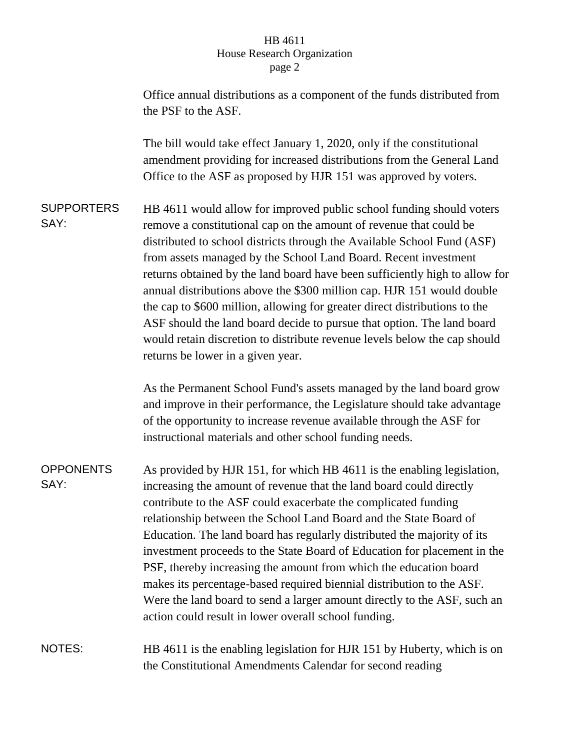Office annual distributions as a component of the funds distributed from the PSF to the ASF.

The bill would take effect January 1, 2020, only if the constitutional amendment providing for increased distributions from the General Land Office to the ASF as proposed by HJR 151 was approved by voters.

**SUPPORTERS SAY:**

HB 4611 would allow for improved public school funding should voters remove a constitutional cap on the amount of revenue that could be distributed to school districts through the Available School Fund (ASF) from assets managed by the School Land Board. Recent investment returns obtained by the land board have been sufficiently high to allow for annual distributions above the $300 million cap. HJR 151 would double the cap to $600 million, allowing for greater direct distributions to the ASF should the land board decide to pursue that option. The land board would retain discretion to distribute revenue levels below the cap should returns be lower in a given year.

As the Permanent School Fund's assets managed by the land board grow and improve in their performance, the Legislature should take advantage of the opportunity to increase revenue available through the ASF for instructional materials and other school funding needs.

**OPPONENTS SAY:**

As provided by HJR 151, for which HB 4611 is the enabling legislation, increasing the amount of revenue that the land board could directly contribute to the ASF could exacerbate the complicated funding relationship between the School Land Board and the State Board of Education. The land board has regularly distributed the majority of its investment proceeds to the State Board of Education for placement in the PSF, thereby increasing the amount from which the education board makes its percentage-based required biennial distribution to the ASF. Were the land board to send a larger amount directly to the ASF, such an action could result in lower overall school funding.

**NOTES:**

HB 4611 is the enabling legislation for HJR 151 by Huberty, which is on the Constitutional Amendments Calendar for second reading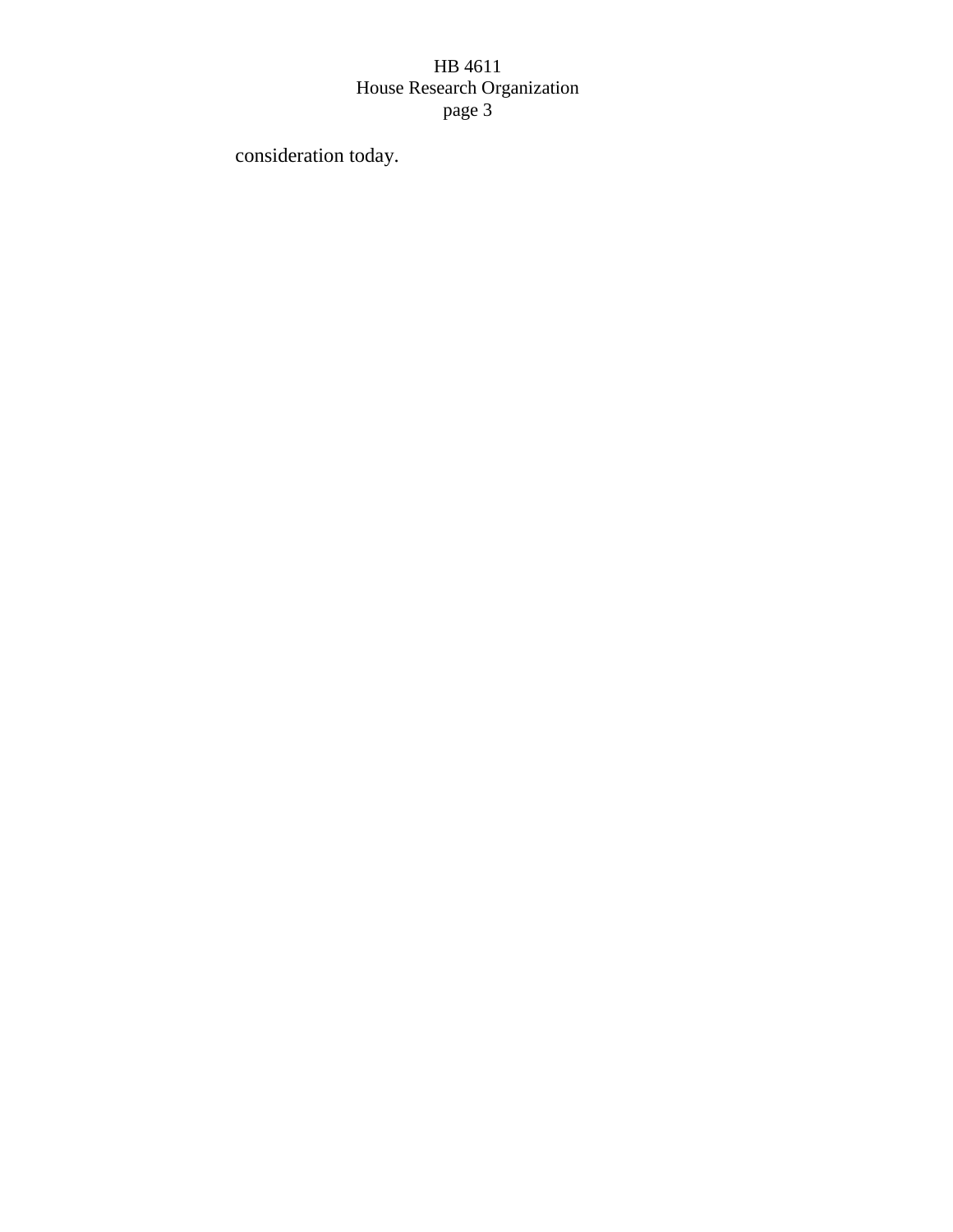consideration today.